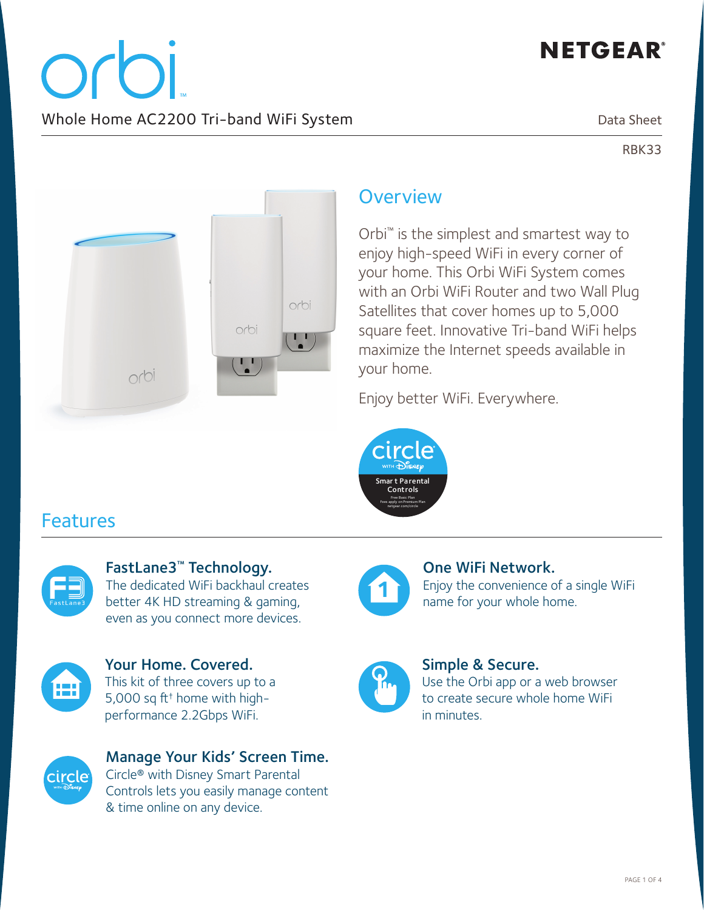# orbi™

NETGEAR®

## Whole Home AC2200 Tri-band WiFi System

Data Sheet

RBK33

## Overview

Orbi™ is the simplest and smartest way to enjoy high-speed WiFi in every corner of your home. This Orbi WiFi System comes with an Orbi WiFi Router and two Wall Plug Satellites that cover homes up to 5,000 square feet. Innovative Tri-band WiFi helps maximize the Internet speeds available in your home.

Enjoy better WiFi. Everywhere.

circle with Disney — Smart Parental Controls — Free Basic Plan, Fees apply on Premium Plan, netgear.com/circle

## Features

### FastLane3™ Technology.

The dedicated WiFi backhaul creates better 4K HD streaming & gaming, even as you connect more devices.

### One WiFi Network.

Enjoy the convenience of a single WiFi name for your whole home.

### Your Home. Covered.

This kit of three covers up to a 5,000 sq ft† home with high-performance 2.2Gbps WiFi.

### Simple & Secure.

Use the Orbi app or a web browser to create secure whole home WiFi in minutes.

### Manage Your Kids' Screen Time.

Circle® with Disney Smart Parental Controls lets you easily manage content & time online on any device.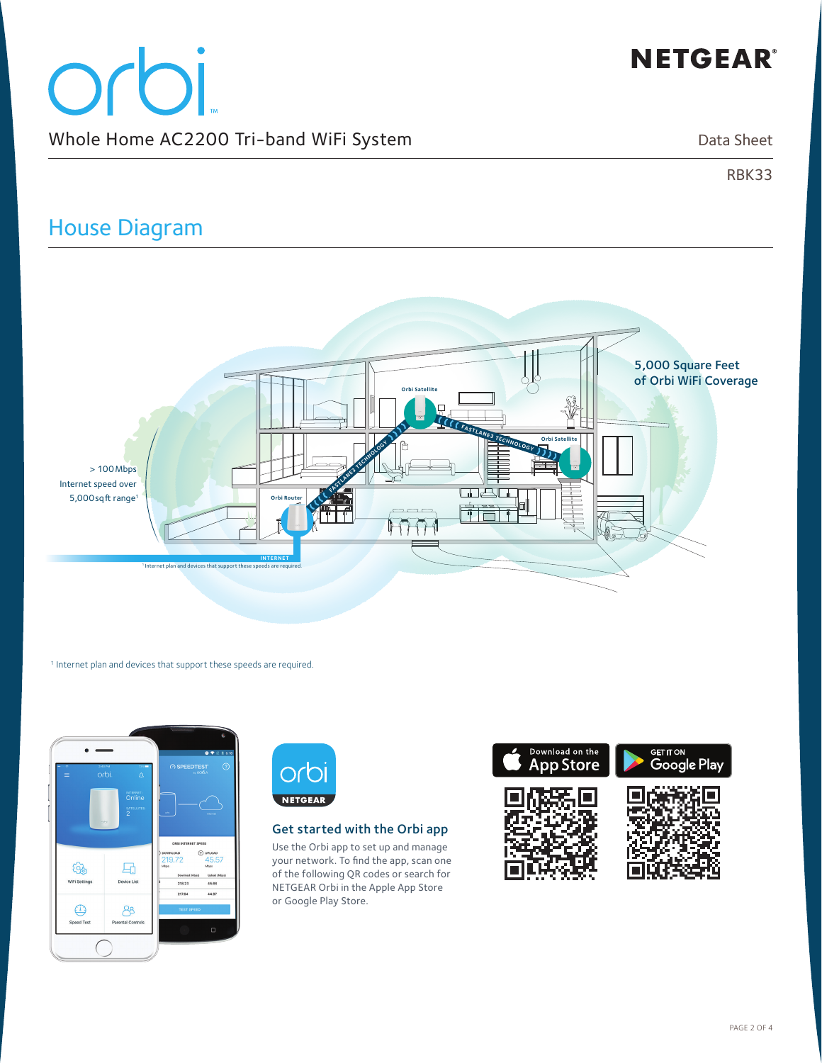# orbi™

NETGEAR®

Whole Home AC2200 Tri-band WiFi System

Data Sheet

RBK33

## House Diagram

5,000 Square Feet of Orbi WiFi Coverage

> 100 Mbps Internet speed over 5,000 sqft range[1]

Orbi Satellite

Orbi Satellite

Orbi Router

FASTLANE3 TECHNOLOGY

INTERNET

[1] Internet plan and devices that support these speeds are required.

### Get started with the Orbi app

Use the Orbi app to set up and manage your network. To find the app, scan one of the following QR codes or search for NETGEAR Orbi in the Apple App Store or Google Play Store.

Download on the App Store

GET IT ON Google Play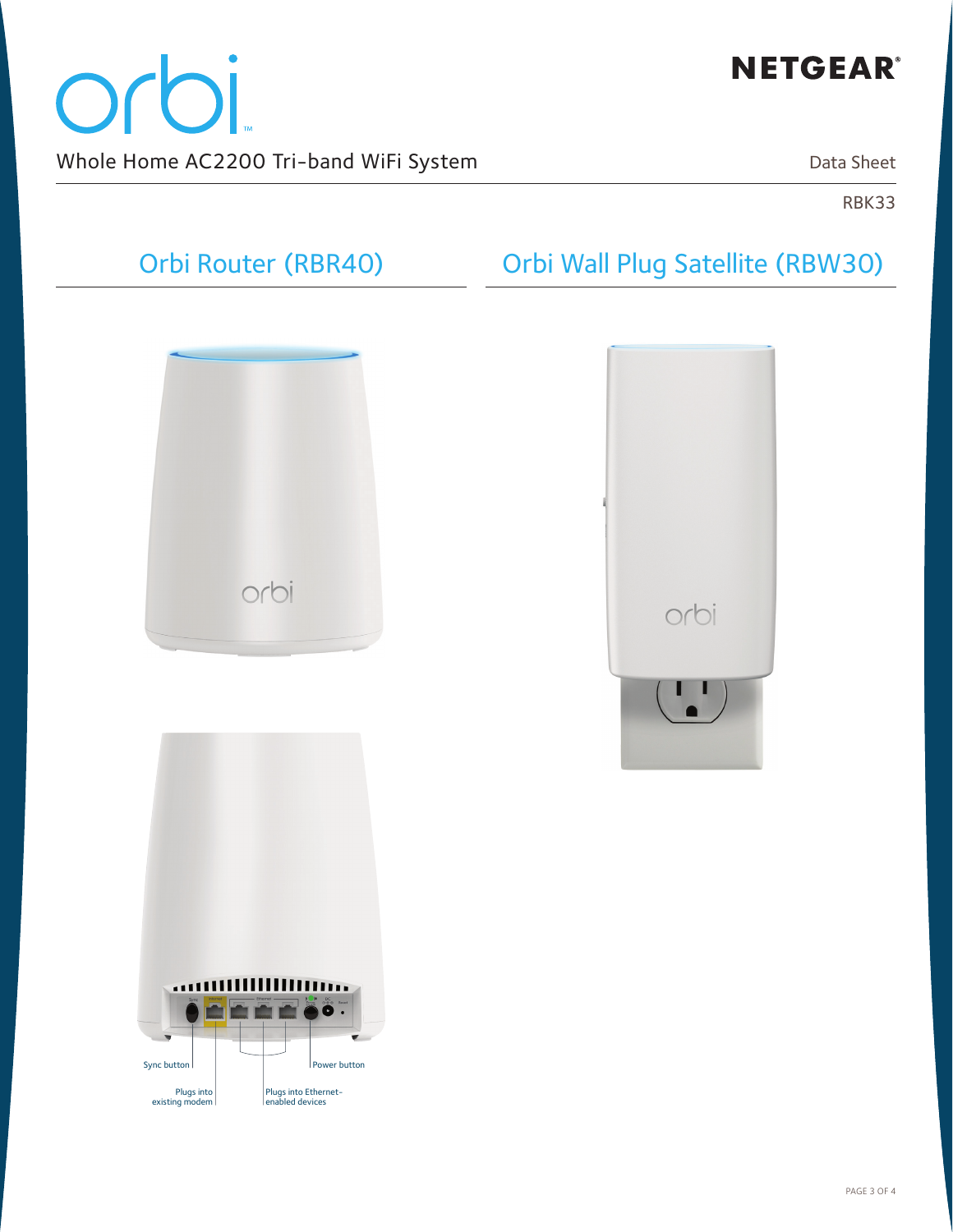# orbi™

NETGEAR®

Whole Home AC2200 Tri-band WiFi System

Data Sheet

RBK33

## Orbi Router (RBR40)

## Orbi Wall Plug Satellite (RBW30)

Sync button

Plugs into existing modem

Plugs into Ethernet-enabled devices

Power button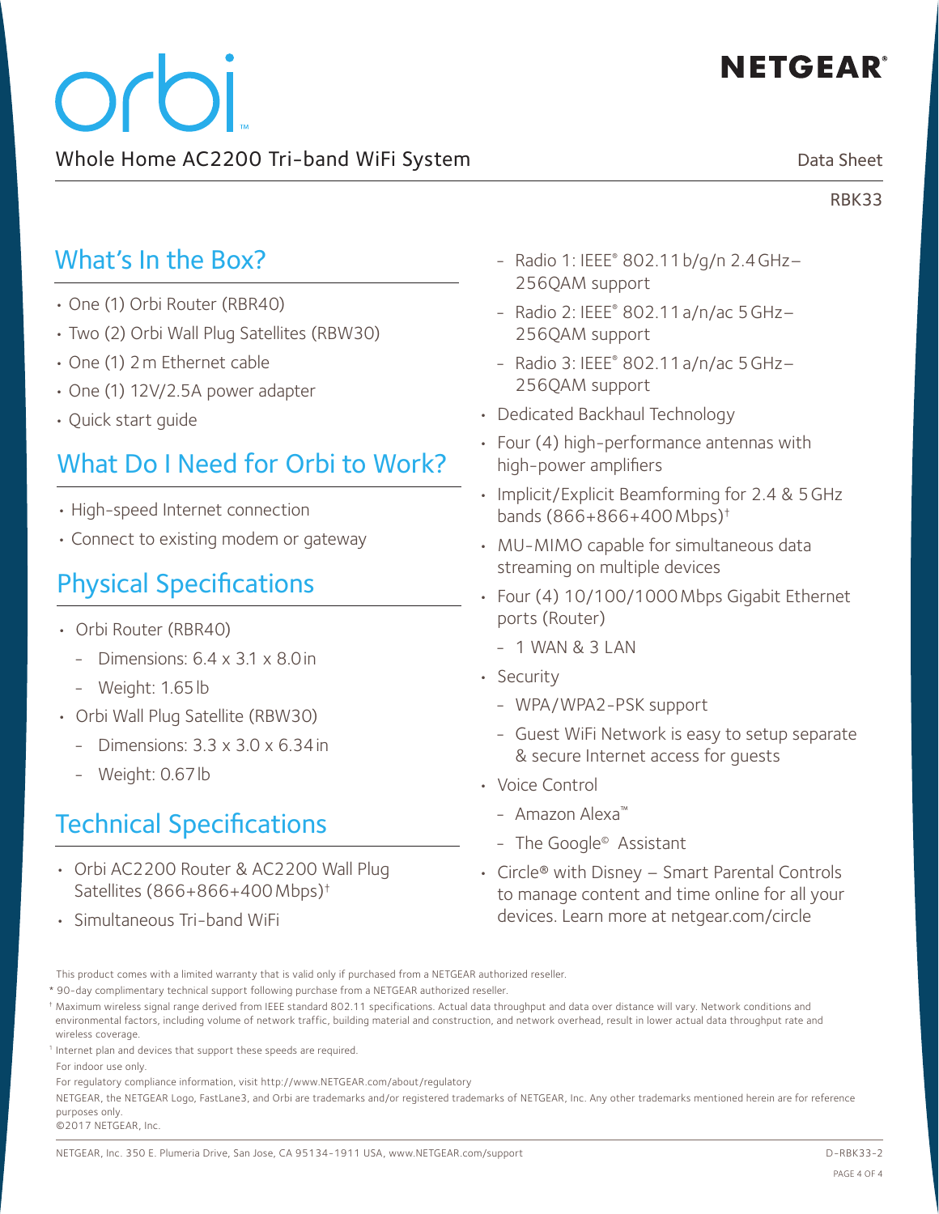# orbi™

NETGEAR®

Whole Home AC2200 Tri-band WiFi System

Data Sheet

RBK33

## What's In the Box?

- One (1) Orbi Router (RBR40)
- Two (2) Orbi Wall Plug Satellites (RBW30)
- One (1) 2 m Ethernet cable
- One (1) 12V/2.5A power adapter
- Quick start guide

## What Do I Need for Orbi to Work?

- High-speed Internet connection
- Connect to existing modem or gateway

## Physical Specifications

- Orbi Router (RBR40)
  - Dimensions: 6.4 x 3.1 x 8.0 in
  - Weight: 1.65 lb
- Orbi Wall Plug Satellite (RBW30)
  - Dimensions: 3.3 x 3.0 x 6.34 in
  - Weight: 0.67 lb

## Technical Specifications

- Orbi AC2200 Router & AC2200 Wall Plug Satellites (866+866+400 Mbps)†
- Simultaneous Tri-band WiFi
  - Radio 1: IEEE® 802.11 b/g/n 2.4 GHz–256QAM support
  - Radio 2: IEEE® 802.11 a/n/ac 5 GHz–256QAM support
  - Radio 3: IEEE® 802.11 a/n/ac 5 GHz–256QAM support
- Dedicated Backhaul Technology
- Four (4) high-performance antennas with high-power amplifiers
- Implicit/Explicit Beamforming for 2.4 & 5 GHz bands (866+866+400 Mbps)†
- MU-MIMO capable for simultaneous data streaming on multiple devices
- Four (4) 10/100/1000 Mbps Gigabit Ethernet ports (Router)
  - 1 WAN & 3 LAN
- Security
  - WPA/WPA2-PSK support
  - Guest WiFi Network is easy to setup separate & secure Internet access for guests
- Voice Control
  - Amazon Alexa™
  - The Google© Assistant
- Circle® with Disney – Smart Parental Controls to manage content and time online for all your devices. Learn more at netgear.com/circle

This product comes with a limited warranty that is valid only if purchased from a NETGEAR authorized reseller.

* 90-day complimentary technical support following purchase from a NETGEAR authorized reseller.

† Maximum wireless signal range derived from IEEE standard 802.11 specifications. Actual data throughput and data over distance will vary. Network conditions and environmental factors, including volume of network traffic, building material and construction, and network overhead, result in lower actual data throughput rate and wireless coverage.

[1] Internet plan and devices that support these speeds are required.

For indoor use only.

For regulatory compliance information, visit http://www.NETGEAR.com/about/regulatory

NETGEAR, the NETGEAR Logo, FastLane3, and Orbi are trademarks and/or registered trademarks of NETGEAR, Inc. Any other trademarks mentioned herein are for reference purposes only.
©2017 NETGEAR, Inc.

NETGEAR, Inc. 350 E. Plumeria Drive, San Jose, CA 95134-1911 USA, www.NETGEAR.com/support

D-RBK33-2